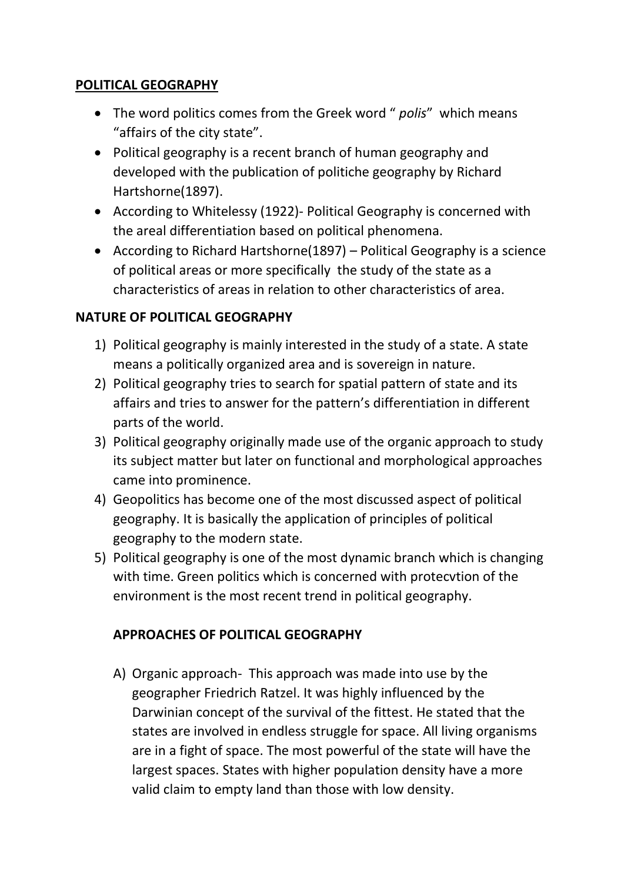## POLITICAL GEOGRAPHY

- The word politics comes from the Greek word " *polis*" which means "affairs of the city state".
- Political geography is a recent branch of human geography and developed with the publication of politiche geography by Richard Hartshorne(1897).
- According to Whitelessy (1922)- Political Geography is concerned with the areal differentiation based on political phenomena.
- According to Richard Hartshorne(1897) – Political Geography is a science of political areas or more specifically the study of the state as a characteristics of areas in relation to other characteristics of area.

### NATURE OF POLITICAL GEOGRAPHY

1) Political geography is mainly interested in the study of a state. A state means a politically organized area and is sovereign in nature.
2) Political geography tries to search for spatial pattern of state and its affairs and tries to answer for the pattern's differentiation in different parts of the world.
3) Political geography originally made use of the organic approach to study its subject matter but later on functional and morphological approaches came into prominence.
4) Geopolitics has become one of the most discussed aspect of political geography. It is basically the application of principles of political geography to the modern state.
5) Political geography is one of the most dynamic branch which is changing with time. Green politics which is concerned with protecvtion of the environment is the most recent trend in political geography.

### APPROACHES OF POLITICAL GEOGRAPHY

A) Organic approach- This approach was made into use by the geographer Friedrich Ratzel. It was highly influenced by the Darwinian concept of the survival of the fittest. He stated that the states are involved in endless struggle for space. All living organisms are in a fight of space. The most powerful of the state will have the largest spaces. States with higher population density have a more valid claim to empty land than those with low density.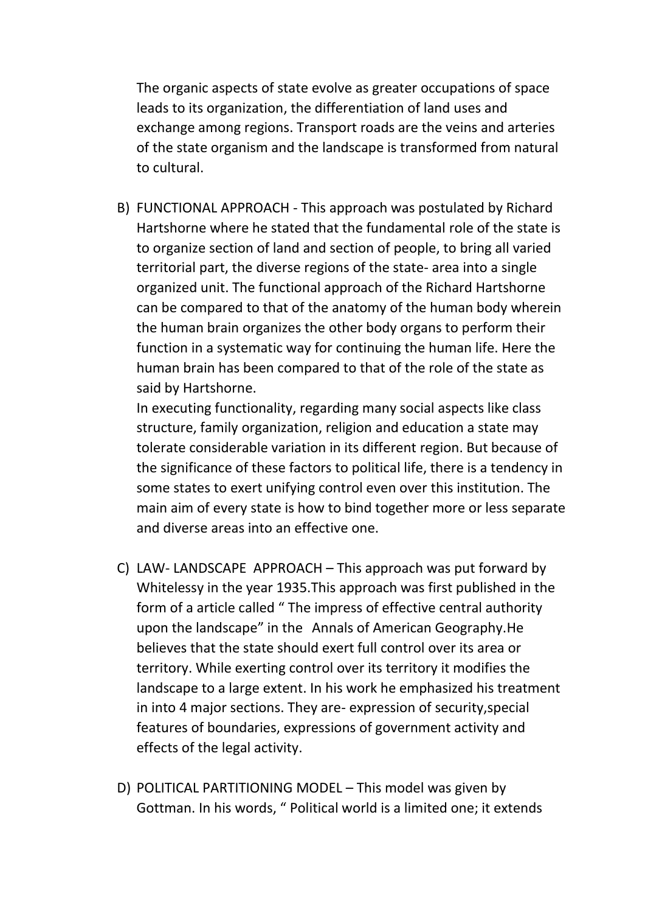The organic aspects of state evolve as greater occupations of space leads to its organization, the differentiation of land uses and exchange among regions. Transport roads are the veins and arteries of the state organism and the landscape is transformed from natural to cultural.

B) FUNCTIONAL APPROACH - This approach was postulated by Richard Hartshorne where he stated that the fundamental role of the state is to organize section of land and section of people, to bring all varied territorial part, the diverse regions of the state- area into a single organized unit. The functional approach of the Richard Hartshorne can be compared to that of the anatomy of the human body wherein the human brain organizes the other body organs to perform their function in a systematic way for continuing the human life. Here the human brain has been compared to that of the role of the state as said by Hartshorne.
In executing functionality, regarding many social aspects like class structure, family organization, religion and education a state may tolerate considerable variation in its different region. But because of the significance of these factors to political life, there is a tendency in some states to exert unifying control even over this institution. The main aim of every state is how to bind together more or less separate and diverse areas into an effective one.

C) LAW- LANDSCAPE APPROACH – This approach was put forward by Whitelessy in the year 1935.This approach was first published in the form of a article called " The impress of effective central authority upon the landscape" in the Annals of American Geography.He believes that the state should exert full control over its area or territory. While exerting control over its territory it modifies the landscape to a large extent. In his work he emphasized his treatment in into 4 major sections. They are- expression of security,special features of boundaries, expressions of government activity and effects of the legal activity.

D) POLITICAL PARTITIONING MODEL – This model was given by Gottman. In his words, " Political world is a limited one; it extends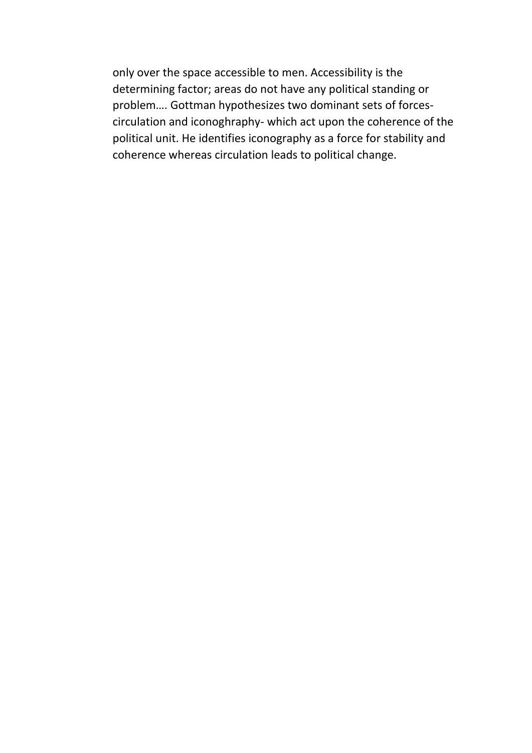only over the space accessible to men. Accessibility is the determining factor; areas do not have any political standing or problem…. Gottman hypothesizes two dominant sets of forces- circulation and iconoghraphy- which act upon the coherence of the political unit. He identifies iconography as a force for stability and coherence whereas circulation leads to political change.